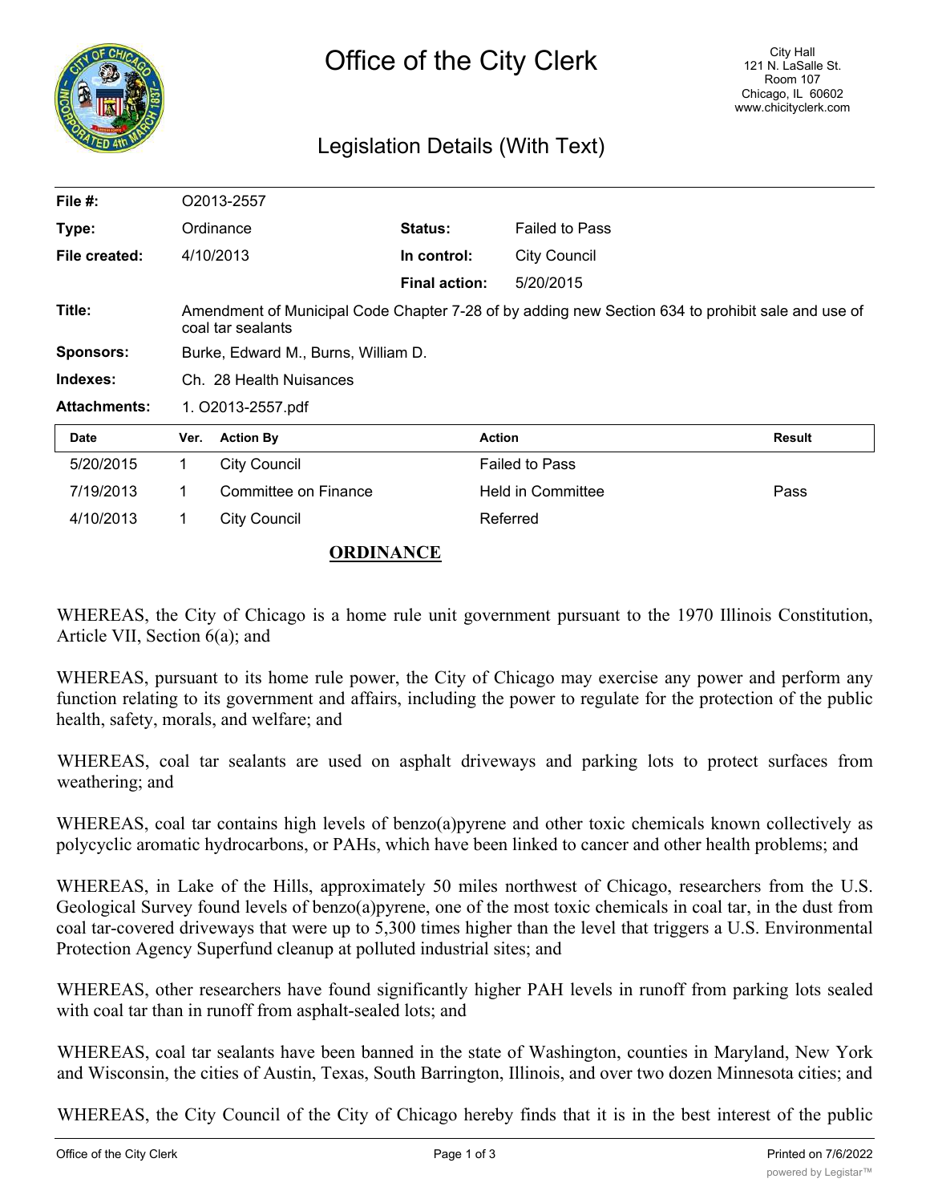# Office of the City Clerk

City Hall
121 N. LaSalle St.
Room 107
Chicago, IL 60602
www.chicityclerk.com

## Legislation Details (With Text)

| | | | |
|---|---|---|---|
| **File #:** | O2013-2557 | | |
| **Type:** | Ordinance | **Status:** | Failed to Pass |
| **File created:** | 4/10/2013 | **In control:** | City Council |
| | | **Final action:** | 5/20/2015 |
| **Title:** | Amendment of Municipal Code Chapter 7-28 of by adding new Section 634 to prohibit sale and use of coal tar sealants | | |
| **Sponsors:** | Burke, Edward M., Burns, William D. | | |
| **Indexes:** | Ch. 28 Health Nuisances | | |
| **Attachments:** | 1. O2013-2557.pdf | | |

| Date | Ver. | Action By | Action | Result |
|---|---|---|---|---|
| 5/20/2015 | 1 | City Council | Failed to Pass | |
| 7/19/2013 | 1 | Committee on Finance | Held in Committee | Pass |
| 4/10/2013 | 1 | City Council | Referred | |

**ORDINANCE**

WHEREAS, the City of Chicago is a home rule unit government pursuant to the 1970 Illinois Constitution, Article VII, Section 6(a); and

WHEREAS, pursuant to its home rule power, the City of Chicago may exercise any power and perform any function relating to its government and affairs, including the power to regulate for the protection of the public health, safety, morals, and welfare; and

WHEREAS, coal tar sealants are used on asphalt driveways and parking lots to protect surfaces from weathering; and

WHEREAS, coal tar contains high levels of benzo(a)pyrene and other toxic chemicals known collectively as polycyclic aromatic hydrocarbons, or PAHs, which have been linked to cancer and other health problems; and

WHEREAS, in Lake of the Hills, approximately 50 miles northwest of Chicago, researchers from the U.S. Geological Survey found levels of benzo(a)pyrene, one of the most toxic chemicals in coal tar, in the dust from coal tar-covered driveways that were up to 5,300 times higher than the level that triggers a U.S. Environmental Protection Agency Superfund cleanup at polluted industrial sites; and

WHEREAS, other researchers have found significantly higher PAH levels in runoff from parking lots sealed with coal tar than in runoff from asphalt-sealed lots; and

WHEREAS, coal tar sealants have been banned in the state of Washington, counties in Maryland, New York and Wisconsin, the cities of Austin, Texas, South Barrington, Illinois, and over two dozen Minnesota cities; and

WHEREAS, the City Council of the City of Chicago hereby finds that it is in the best interest of the public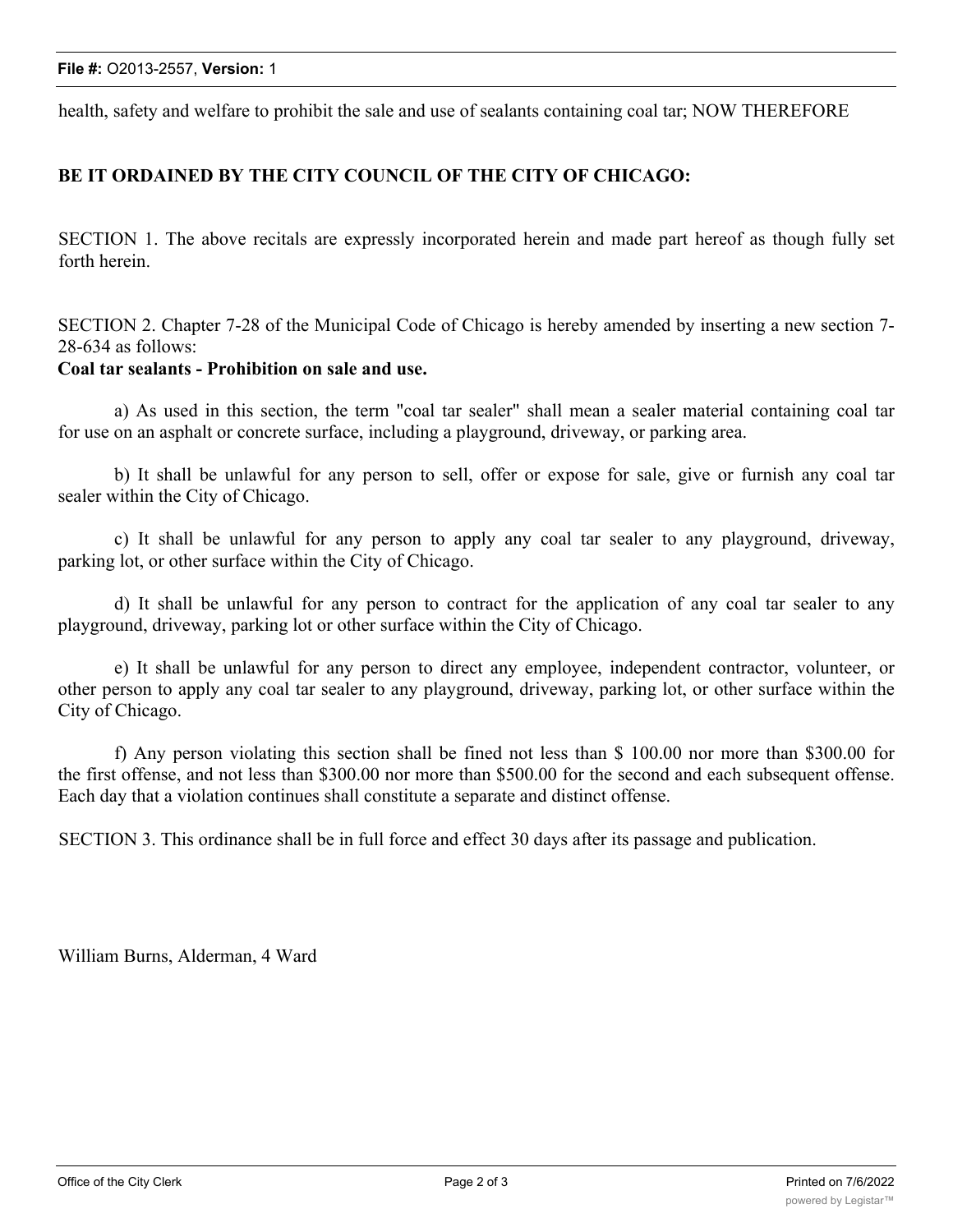health, safety and welfare to prohibit the sale and use of sealants containing coal tar; NOW THEREFORE

**BE IT ORDAINED BY THE CITY COUNCIL OF THE CITY OF CHICAGO:**

SECTION 1. The above recitals are expressly incorporated herein and made part hereof as though fully set forth herein.

SECTION 2. Chapter 7-28 of the Municipal Code of Chicago is hereby amended by inserting a new section 7-28-634 as follows:

**Coal tar sealants - Prohibition on sale and use.**

a) As used in this section, the term "coal tar sealer" shall mean a sealer material containing coal tar for use on an asphalt or concrete surface, including a playground, driveway, or parking area.

b) It shall be unlawful for any person to sell, offer or expose for sale, give or furnish any coal tar sealer within the City of Chicago.

c) It shall be unlawful for any person to apply any coal tar sealer to any playground, driveway, parking lot, or other surface within the City of Chicago.

d) It shall be unlawful for any person to contract for the application of any coal tar sealer to any playground, driveway, parking lot or other surface within the City of Chicago.

e) It shall be unlawful for any person to direct any employee, independent contractor, volunteer, or other person to apply any coal tar sealer to any playground, driveway, parking lot, or other surface within the City of Chicago.

f) Any person violating this section shall be fined not less than $ 100.00 nor more than $300.00 for the first offense, and not less than $300.00 nor more than $500.00 for the second and each subsequent offense. Each day that a violation continues shall constitute a separate and distinct offense.

SECTION 3. This ordinance shall be in full force and effect 30 days after its passage and publication.

William Burns, Alderman, 4 Ward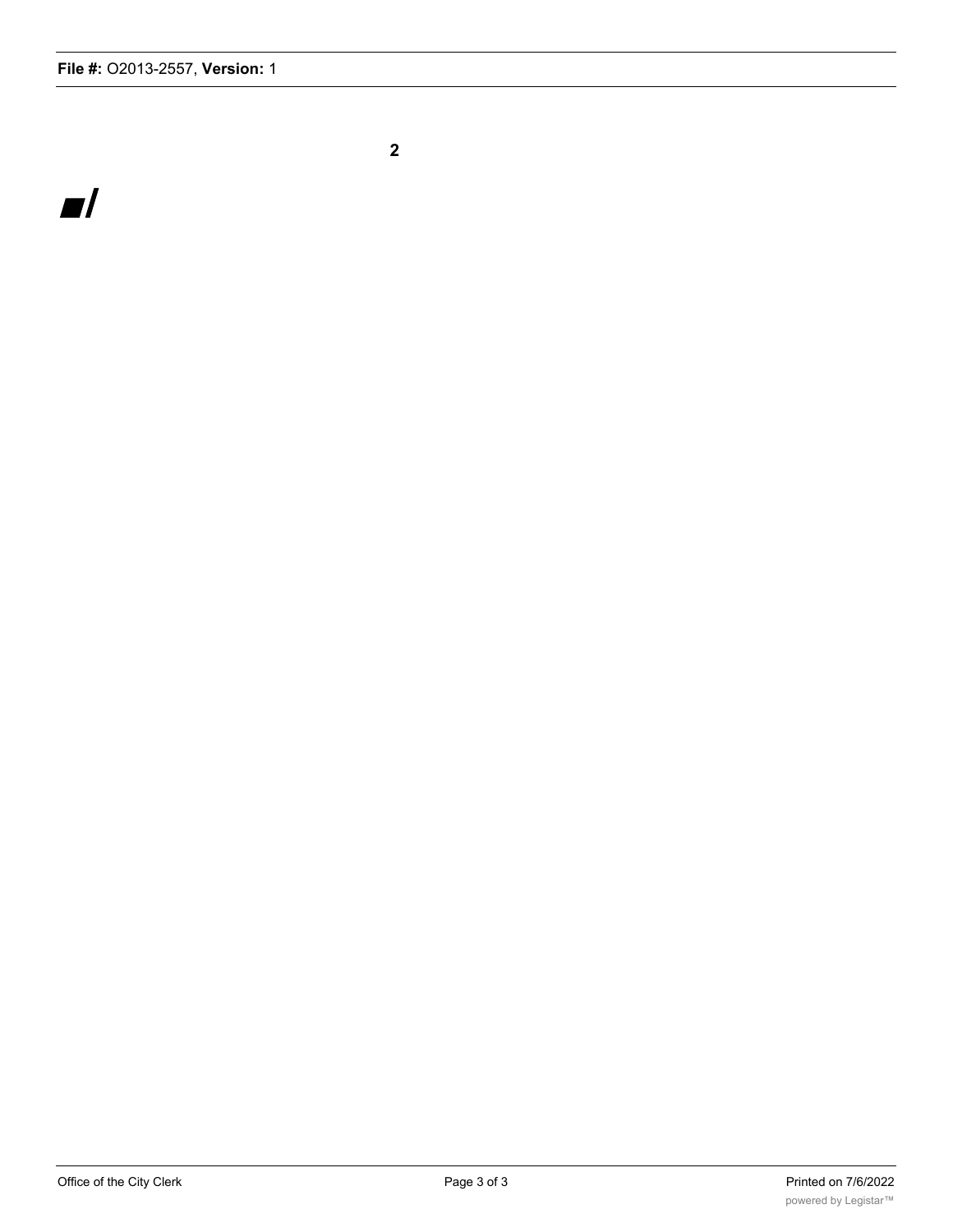2

■/